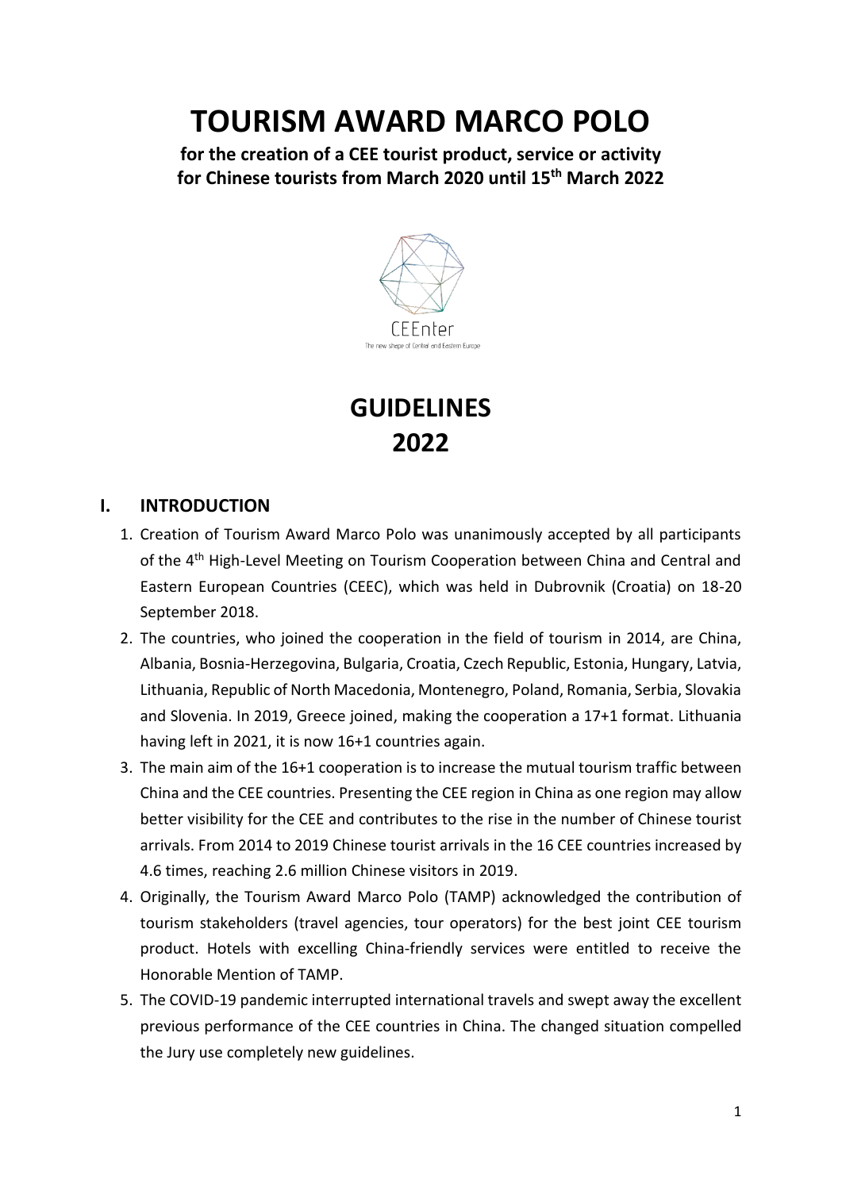# TOURISM AWARD MARCO POLO

**for the creation of a CEE tourist product, service or activity for Chinese tourists from March 2020 until 15th March 2022**

# GUIDELINES 2022

## I. INTRODUCTION

1. Creation of Tourism Award Marco Polo was unanimously accepted by all participants of the 4th High-Level Meeting on Tourism Cooperation between China and Central and Eastern European Countries (CEEC), which was held in Dubrovnik (Croatia) on 18-20 September 2018.
2. The countries, who joined the cooperation in the field of tourism in 2014, are China, Albania, Bosnia-Herzegovina, Bulgaria, Croatia, Czech Republic, Estonia, Hungary, Latvia, Lithuania, Republic of North Macedonia, Montenegro, Poland, Romania, Serbia, Slovakia and Slovenia. In 2019, Greece joined, making the cooperation a 17+1 format. Lithuania having left in 2021, it is now 16+1 countries again.
3. The main aim of the 16+1 cooperation is to increase the mutual tourism traffic between China and the CEE countries. Presenting the CEE region in China as one region may allow better visibility for the CEE and contributes to the rise in the number of Chinese tourist arrivals. From 2014 to 2019 Chinese tourist arrivals in the 16 CEE countries increased by 4.6 times, reaching 2.6 million Chinese visitors in 2019.
4. Originally, the Tourism Award Marco Polo (TAMP) acknowledged the contribution of tourism stakeholders (travel agencies, tour operators) for the best joint CEE tourism product. Hotels with excelling China-friendly services were entitled to receive the Honorable Mention of TAMP.
5. The COVID-19 pandemic interrupted international travels and swept away the excellent previous performance of the CEE countries in China. The changed situation compelled the Jury use completely new guidelines.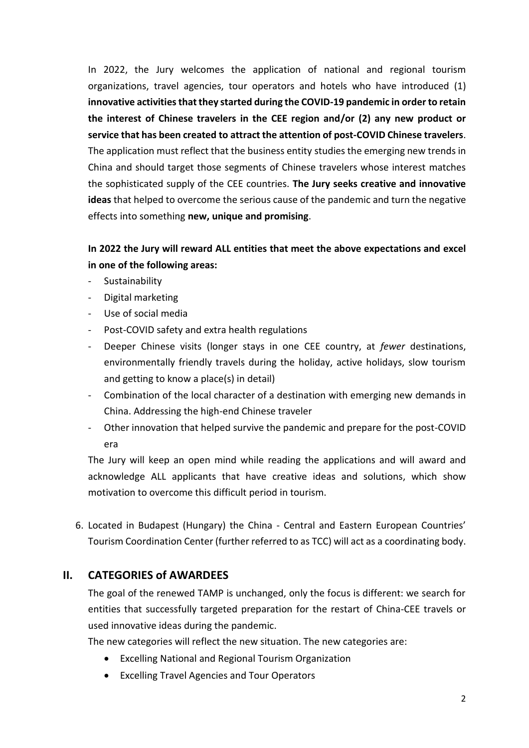In 2022, the Jury welcomes the application of national and regional tourism organizations, travel agencies, tour operators and hotels who have introduced (1) **innovative activities that they started during the COVID-19 pandemic in order to retain the interest of Chinese travelers in the CEE region and/or (2) any new product or service that has been created to attract the attention of post-COVID Chinese travelers**. The application must reflect that the business entity studies the emerging new trends in China and should target those segments of Chinese travelers whose interest matches the sophisticated supply of the CEE countries. **The Jury seeks creative and innovative ideas** that helped to overcome the serious cause of the pandemic and turn the negative effects into something **new, unique and promising**.

**In 2022 the Jury will reward ALL entities that meet the above expectations and excel in one of the following areas:**

- Sustainability
- Digital marketing
- Use of social media
- Post-COVID safety and extra health regulations
- Deeper Chinese visits (longer stays in one CEE country, at *fewer* destinations, environmentally friendly travels during the holiday, active holidays, slow tourism and getting to know a place(s) in detail)
- Combination of the local character of a destination with emerging new demands in China. Addressing the high-end Chinese traveler
- Other innovation that helped survive the pandemic and prepare for the post-COVID era

The Jury will keep an open mind while reading the applications and will award and acknowledge ALL applicants that have creative ideas and solutions, which show motivation to overcome this difficult period in tourism.

6. Located in Budapest (Hungary) the China - Central and Eastern European Countries' Tourism Coordination Center (further referred to as TCC) will act as a coordinating body.

## II. CATEGORIES of AWARDEES

The goal of the renewed TAMP is unchanged, only the focus is different: we search for entities that successfully targeted preparation for the restart of China-CEE travels or used innovative ideas during the pandemic.

The new categories will reflect the new situation. The new categories are:

- Excelling National and Regional Tourism Organization
- Excelling Travel Agencies and Tour Operators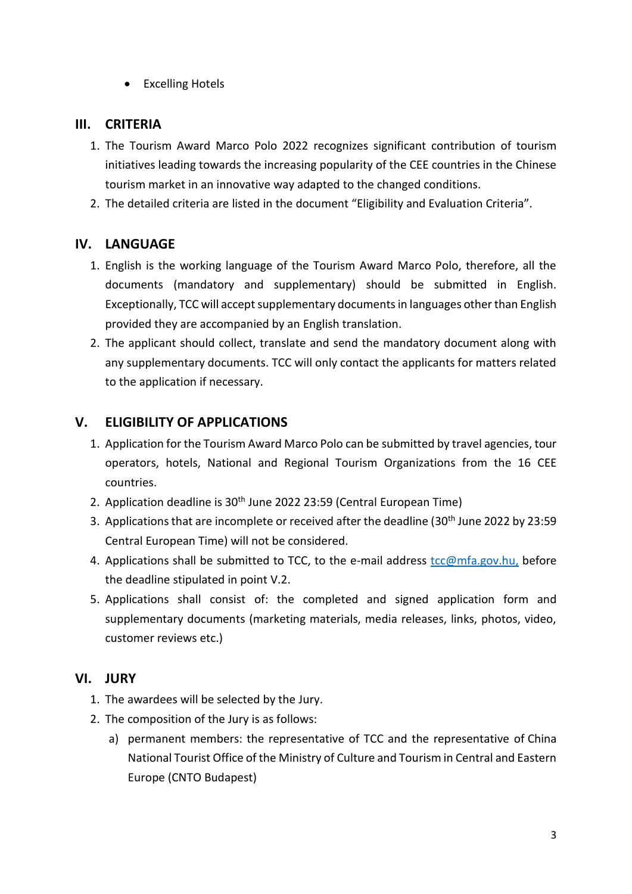- Excelling Hotels

## III. CRITERIA

1. The Tourism Award Marco Polo 2022 recognizes significant contribution of tourism initiatives leading towards the increasing popularity of the CEE countries in the Chinese tourism market in an innovative way adapted to the changed conditions.
2. The detailed criteria are listed in the document "Eligibility and Evaluation Criteria".

## IV. LANGUAGE

1. English is the working language of the Tourism Award Marco Polo, therefore, all the documents (mandatory and supplementary) should be submitted in English. Exceptionally, TCC will accept supplementary documents in languages other than English provided they are accompanied by an English translation.
2. The applicant should collect, translate and send the mandatory document along with any supplementary documents. TCC will only contact the applicants for matters related to the application if necessary.

## V. ELIGIBILITY OF APPLICATIONS

1. Application for the Tourism Award Marco Polo can be submitted by travel agencies, tour operators, hotels, National and Regional Tourism Organizations from the 16 CEE countries.
2. Application deadline is 30th June 2022 23:59 (Central European Time)
3. Applications that are incomplete or received after the deadline (30th June 2022 by 23:59 Central European Time) will not be considered.
4. Applications shall be submitted to TCC, to the e-mail address tcc@mfa.gov.hu, before the deadline stipulated in point V.2.
5. Applications shall consist of: the completed and signed application form and supplementary documents (marketing materials, media releases, links, photos, video, customer reviews etc.)

## VI. JURY

1. The awardees will be selected by the Jury.
2. The composition of the Jury is as follows:
   a) permanent members: the representative of TCC and the representative of China National Tourist Office of the Ministry of Culture and Tourism in Central and Eastern Europe (CNTO Budapest)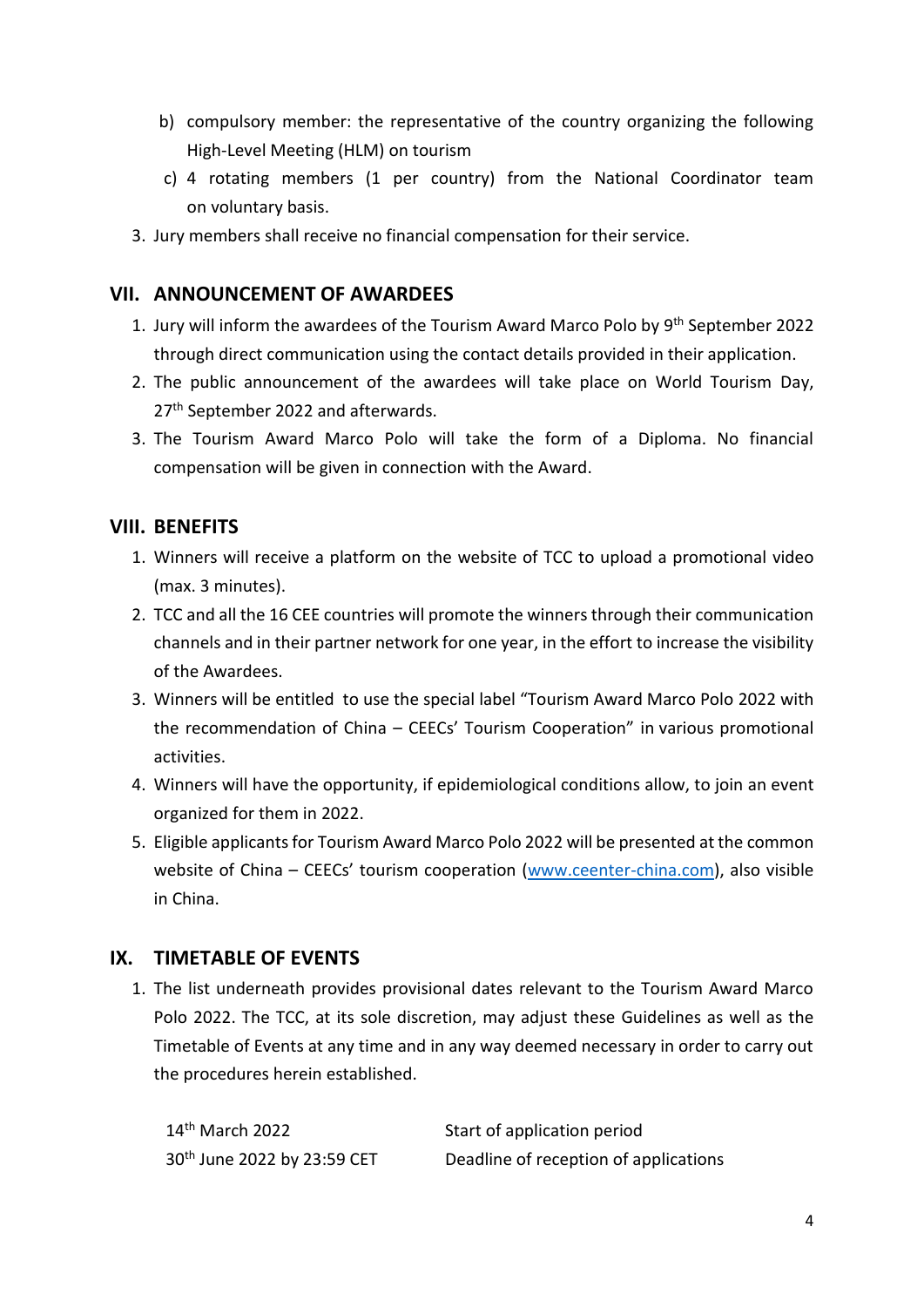b) compulsory member: the representative of the country organizing the following High-Level Meeting (HLM) on tourism

c) 4 rotating members (1 per country) from the National Coordinator team on voluntary basis.

3. Jury members shall receive no financial compensation for their service.

## VII. ANNOUNCEMENT OF AWARDEES

1. Jury will inform the awardees of the Tourism Award Marco Polo by 9th September 2022 through direct communication using the contact details provided in their application.
2. The public announcement of the awardees will take place on World Tourism Day, 27th September 2022 and afterwards.
3. The Tourism Award Marco Polo will take the form of a Diploma. No financial compensation will be given in connection with the Award.

## VIII. BENEFITS

1. Winners will receive a platform on the website of TCC to upload a promotional video (max. 3 minutes).
2. TCC and all the 16 CEE countries will promote the winners through their communication channels and in their partner network for one year, in the effort to increase the visibility of the Awardees.
3. Winners will be entitled to use the special label "Tourism Award Marco Polo 2022 with the recommendation of China – CEECs' Tourism Cooperation" in various promotional activities.
4. Winners will have the opportunity, if epidemiological conditions allow, to join an event organized for them in 2022.
5. Eligible applicants for Tourism Award Marco Polo 2022 will be presented at the common website of China – CEECs' tourism cooperation (www.ceenter-china.com), also visible in China.

## IX. TIMETABLE OF EVENTS

1. The list underneath provides provisional dates relevant to the Tourism Award Marco Polo 2022. The TCC, at its sole discretion, may adjust these Guidelines as well as the Timetable of Events at any time and in any way deemed necessary in order to carry out the procedures herein established.

| | |
|---|---|
| 14th March 2022 | Start of application period |
| 30th June 2022 by 23:59 CET | Deadline of reception of applications |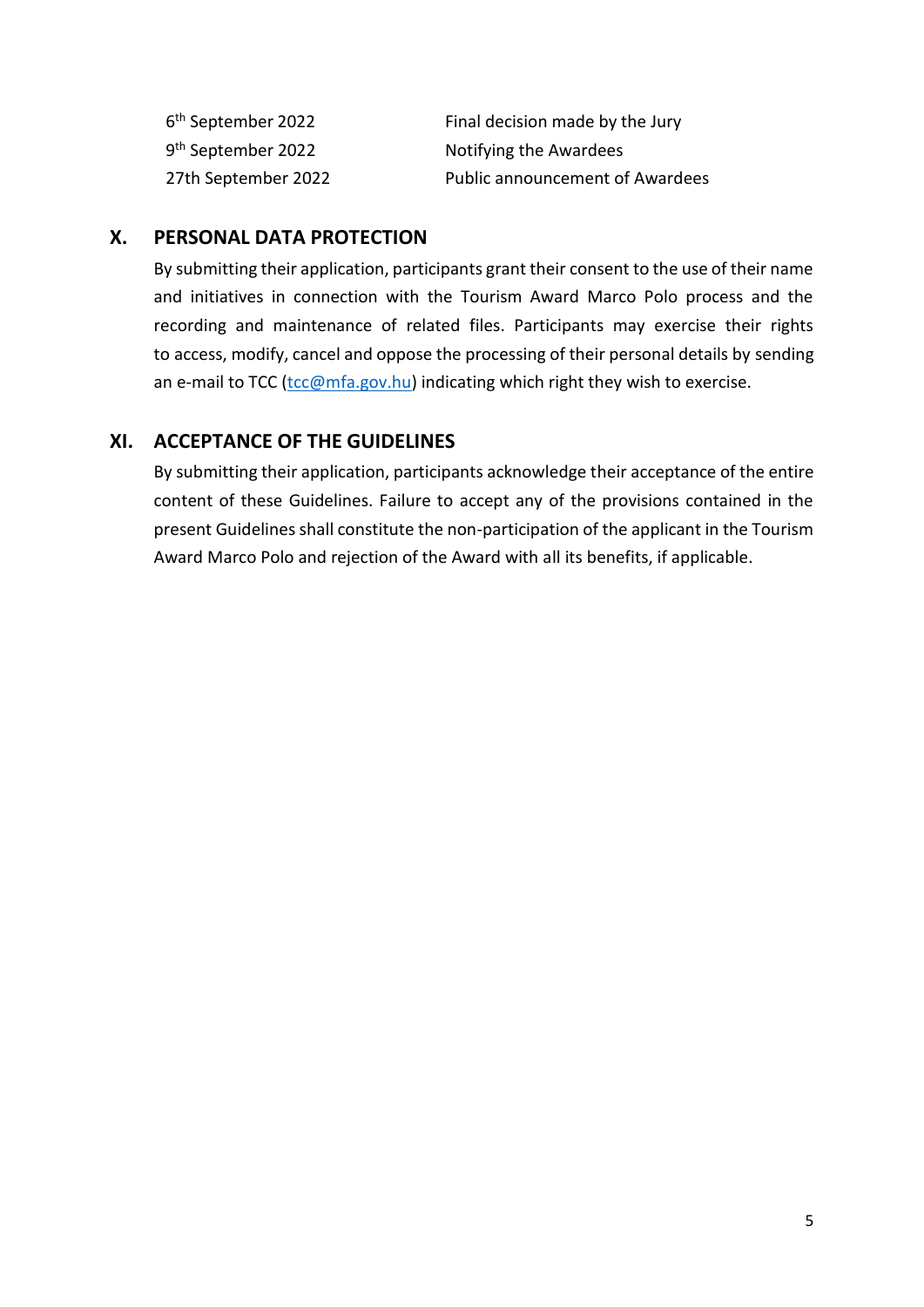| | |
|---|---|
| 6th September 2022 | Final decision made by the Jury |
| 9th September 2022 | Notifying the Awardees |
| 27th September 2022 | Public announcement of Awardees |

## X. PERSONAL DATA PROTECTION

By submitting their application, participants grant their consent to the use of their name and initiatives in connection with the Tourism Award Marco Polo process and the recording and maintenance of related files. Participants may exercise their rights to access, modify, cancel and oppose the processing of their personal details by sending an e-mail to TCC (tcc@mfa.gov.hu) indicating which right they wish to exercise.

## XI. ACCEPTANCE OF THE GUIDELINES

By submitting their application, participants acknowledge their acceptance of the entire content of these Guidelines. Failure to accept any of the provisions contained in the present Guidelines shall constitute the non-participation of the applicant in the Tourism Award Marco Polo and rejection of the Award with all its benefits, if applicable.